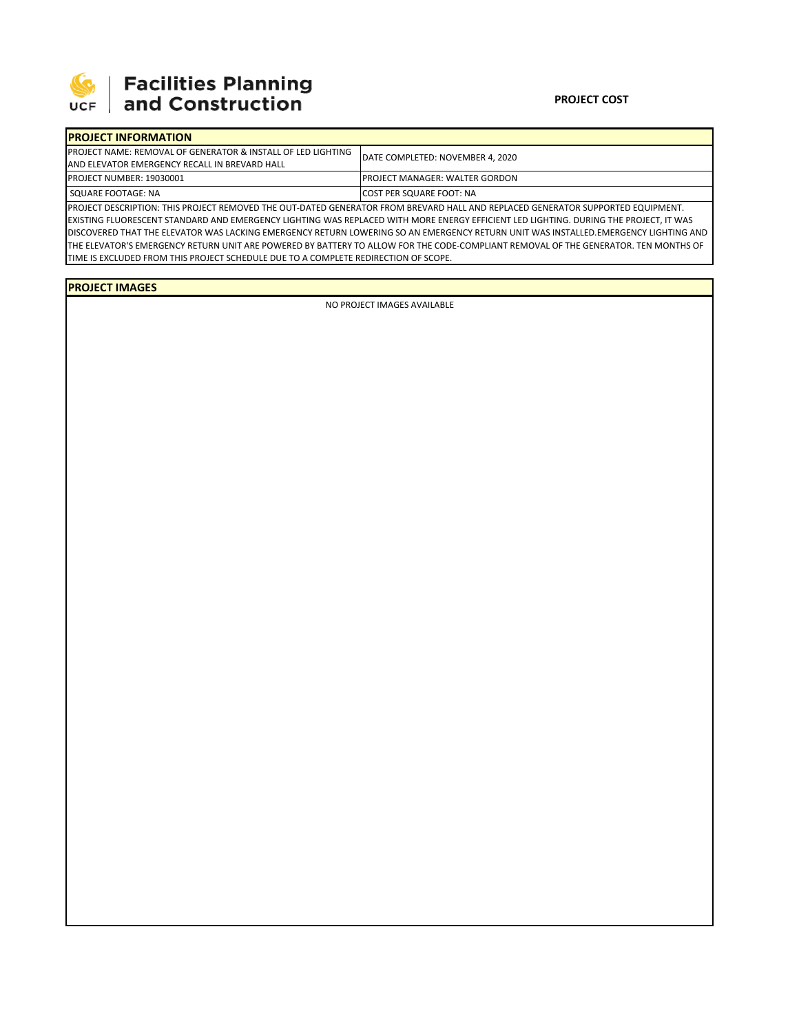**Facilities Planning and Construction**

**PROJECT COST**

## PROJECT INFORMATION

| PROJECT NAME: REMOVAL OF GENERATOR & INSTALL OF LED LIGHTING AND ELEVATOR EMERGENCY RECALL IN BREVARD HALL | DATE COMPLETED: NOVEMBER 4, 2020 |
|---|---|
| PROJECT NUMBER: 19030001 | PROJECT MANAGER: WALTER GORDON |
| SQUARE FOOTAGE: NA | COST PER SQUARE FOOT: NA |

PROJECT DESCRIPTION: THIS PROJECT REMOVED THE OUT-DATED GENERATOR FROM BREVARD HALL AND REPLACED GENERATOR SUPPORTED EQUIPMENT. EXISTING FLUORESCENT STANDARD AND EMERGENCY LIGHTING WAS REPLACED WITH MORE ENERGY EFFICIENT LED LIGHTING. DURING THE PROJECT, IT WAS DISCOVERED THAT THE ELEVATOR WAS LACKING EMERGENCY RETURN LOWERING SO AN EMERGENCY RETURN UNIT WAS INSTALLED.EMERGENCY LIGHTING AND THE ELEVATOR'S EMERGENCY RETURN UNIT ARE POWERED BY BATTERY TO ALLOW FOR THE CODE-COMPLIANT REMOVAL OF THE GENERATOR. TEN MONTHS OF TIME IS EXCLUDED FROM THIS PROJECT SCHEDULE DUE TO A COMPLETE REDIRECTION OF SCOPE.

## PROJECT IMAGES

NO PROJECT IMAGES AVAILABLE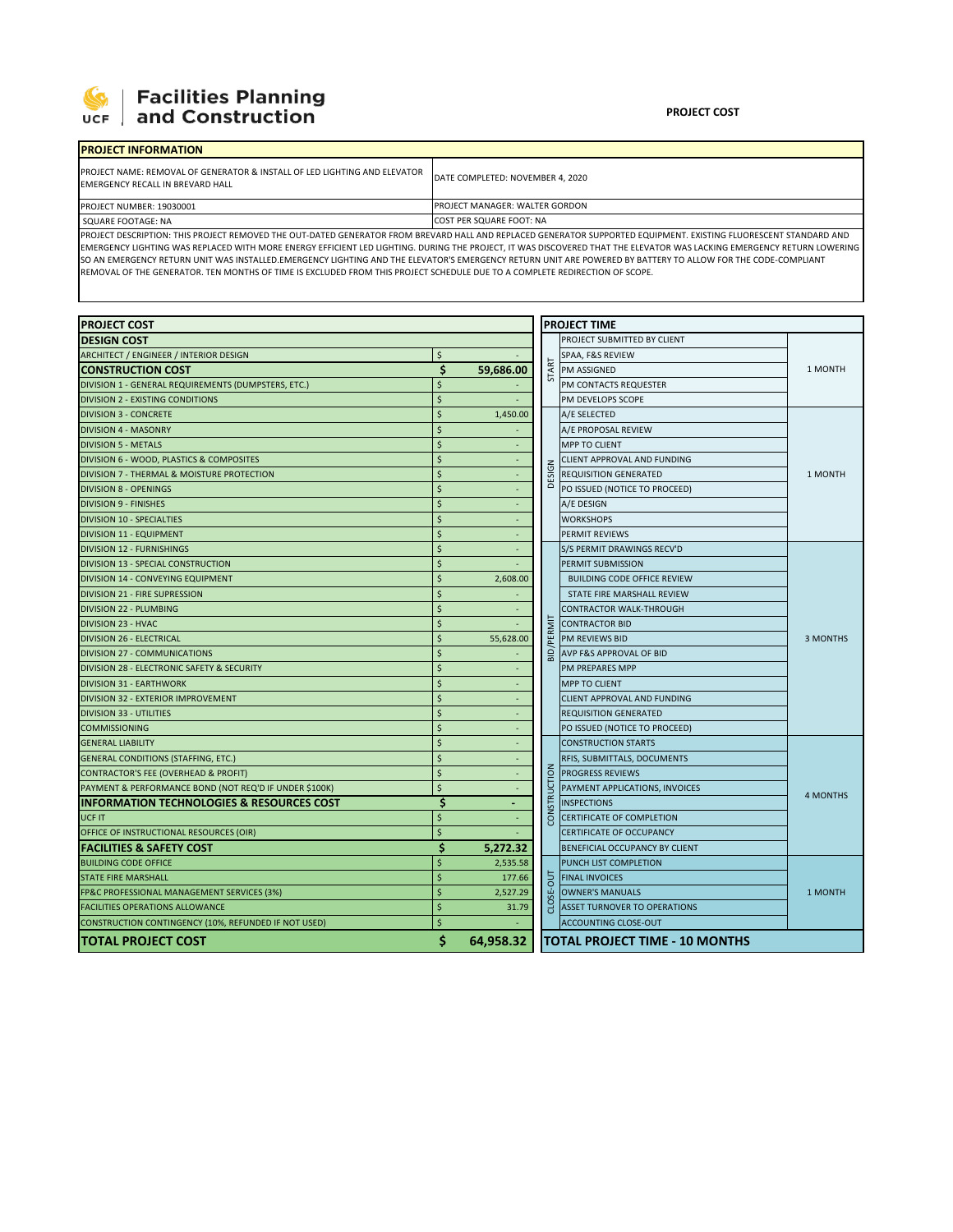**Facilities Planning and Construction**

**PROJECT COST**

| **PROJECT INFORMATION** | |
|---|---|
| PROJECT NAME: REMOVAL OF GENERATOR & INSTALL OF LED LIGHTING AND ELEVATOR EMERGENCY RECALL IN BREVARD HALL | DATE COMPLETED: NOVEMBER 4, 2020 |
| PROJECT NUMBER: 19030001 | PROJECT MANAGER: WALTER GORDON |
| SQUARE FOOTAGE: NA | COST PER SQUARE FOOT: NA |

PROJECT DESCRIPTION: THIS PROJECT REMOVED THE OUT-DATED GENERATOR FROM BREVARD HALL AND REPLACED GENERATOR SUPPORTED EQUIPMENT. EXISTING FLUORESCENT STANDARD AND EMERGENCY LIGHTING WAS REPLACED WITH MORE ENERGY EFFICIENT LED LIGHTING. DURING THE PROJECT, IT WAS DISCOVERED THAT THE ELEVATOR WAS LACKING EMERGENCY RETURN LOWERING SO AN EMERGENCY RETURN UNIT WAS INSTALLED.EMERGENCY LIGHTING AND THE ELEVATOR'S EMERGENCY RETURN UNIT ARE POWERED BY BATTERY TO ALLOW FOR THE CODE-COMPLIANT REMOVAL OF THE GENERATOR. TEN MONTHS OF TIME IS EXCLUDED FROM THIS PROJECT SCHEDULE DUE TO A COMPLETE REDIRECTION OF SCOPE.

| **PROJECT COST** | |
|---|---|
| **DESIGN COST** | |
| ARCHITECT / ENGINEER / INTERIOR DESIGN | $ - |
| **CONSTRUCTION COST** | **$ 59,686.00** |
| DIVISION 1 - GENERAL REQUIREMENTS (DUMPSTERS, ETC.) | $ - |
| DIVISION 2 - EXISTING CONDITIONS | $ - |
| DIVISION 3 - CONCRETE | $ 1,450.00 |
| DIVISION 4 - MASONRY | $ - |
| DIVISION 5 - METALS | $ - |
| DIVISION 6 - WOOD, PLASTICS & COMPOSITES | $ - |
| DIVISION 7 - THERMAL & MOISTURE PROTECTION | $ - |
| DIVISION 8 - OPENINGS | $ - |
| DIVISION 9 - FINISHES | $ - |
| DIVISION 10 - SPECIALTIES | $ - |
| DIVISION 11 - EQUIPMENT | $ - |
| DIVISION 12 - FURNISHINGS | $ - |
| DIVISION 13 - SPECIAL CONSTRUCTION | $ - |
| DIVISION 14 - CONVEYING EQUIPMENT | $ 2,608.00 |
| DIVISION 21 - FIRE SUPRESSION | $ - |
| DIVISION 22 - PLUMBING | $ - |
| DIVISION 23 - HVAC | $ - |
| DIVISION 26 - ELECTRICAL | $ 55,628.00 |
| DIVISION 27 - COMMUNICATIONS | $ - |
| DIVISION 28 - ELECTRONIC SAFETY & SECURITY | $ - |
| DIVISION 31 - EARTHWORK | $ - |
| DIVISION 32 - EXTERIOR IMPROVEMENT | $ - |
| DIVISION 33 - UTILITIES | $ - |
| COMMISSIONING | $ - |
| GENERAL LIABILITY | $ - |
| GENERAL CONDITIONS (STAFFING, ETC.) | $ - |
| CONTRACTOR'S FEE (OVERHEAD & PROFIT) | $ - |
| PAYMENT & PERFORMANCE BOND (NOT REQ'D IF UNDER $100K) | $ - |
| **INFORMATION TECHNOLOGIES & RESOURCES COST** | **$ -** |
| UCF IT | $ - |
| OFFICE OF INSTRUCTIONAL RESOURCES (OIR) | $ - |
| **FACILITIES & SAFETY COST** | **$ 5,272.32** |
| BUILDING CODE OFFICE | $ 2,535.58 |
| STATE FIRE MARSHALL | $ 177.66 |
| FP&C PROFESSIONAL MANAGEMENT SERVICES (3%) | $ 2,527.29 |
| FACILITIES OPERATIONS ALLOWANCE | $ 31.79 |
| CONSTRUCTION CONTINGENCY (10%, REFUNDED IF NOT USED) | $ - |
| **TOTAL PROJECT COST** | **$ 64,958.32** |

| **PROJECT TIME** | | |
|---|---|---|
| START | PROJECT SUBMITTED BY CLIENT | 1 MONTH |
| | SPAA, F&S REVIEW | |
| | PM ASSIGNED | |
| | PM CONTACTS REQUESTER | |
| | PM DEVELOPS SCOPE | |
| DESIGN | A/E SELECTED | 1 MONTH |
| | A/E PROPOSAL REVIEW | |
| | MPP TO CLIENT | |
| | CLIENT APPROVAL AND FUNDING | |
| | REQUISITION GENERATED | |
| | PO ISSUED (NOTICE TO PROCEED) | |
| | A/E DESIGN | |
| | WORKSHOPS | |
| | PERMIT REVIEWS | |
| BID/PERMIT | S/S PERMIT DRAWINGS RECV'D | 3 MONTHS |
| | PERMIT SUBMISSION | |
| | BUILDING CODE OFFICE REVIEW | |
| | STATE FIRE MARSHALL REVIEW | |
| | CONTRACTOR WALK-THROUGH | |
| | CONTRACTOR BID | |
| | PM REVIEWS BID | |
| | AVP F&S APPROVAL OF BID | |
| | PM PREPARES MPP | |
| | MPP TO CLIENT | |
| | CLIENT APPROVAL AND FUNDING | |
| | REQUISITION GENERATED | |
| | PO ISSUED (NOTICE TO PROCEED) | |
| CONSTRUCTION | CONSTRUCTION STARTS | 4 MONTHS |
| | RFIS, SUBMITTALS, DOCUMENTS | |
| | PROGRESS REVIEWS | |
| | PAYMENT APPLICATIONS, INVOICES | |
| | INSPECTIONS | |
| | CERTIFICATE OF COMPLETION | |
| | CERTIFICATE OF OCCUPANCY | |
| | BENEFICIAL OCCUPANCY BY CLIENT | |
| CLOSE-OUT | PUNCH LIST COMPLETION | 1 MONTH |
| | FINAL INVOICES | |
| | OWNER'S MANUALS | |
| | ASSET TURNOVER TO OPERATIONS | |
| | ACCOUNTING CLOSE-OUT | |
| **TOTAL PROJECT TIME - 10 MONTHS** | | |